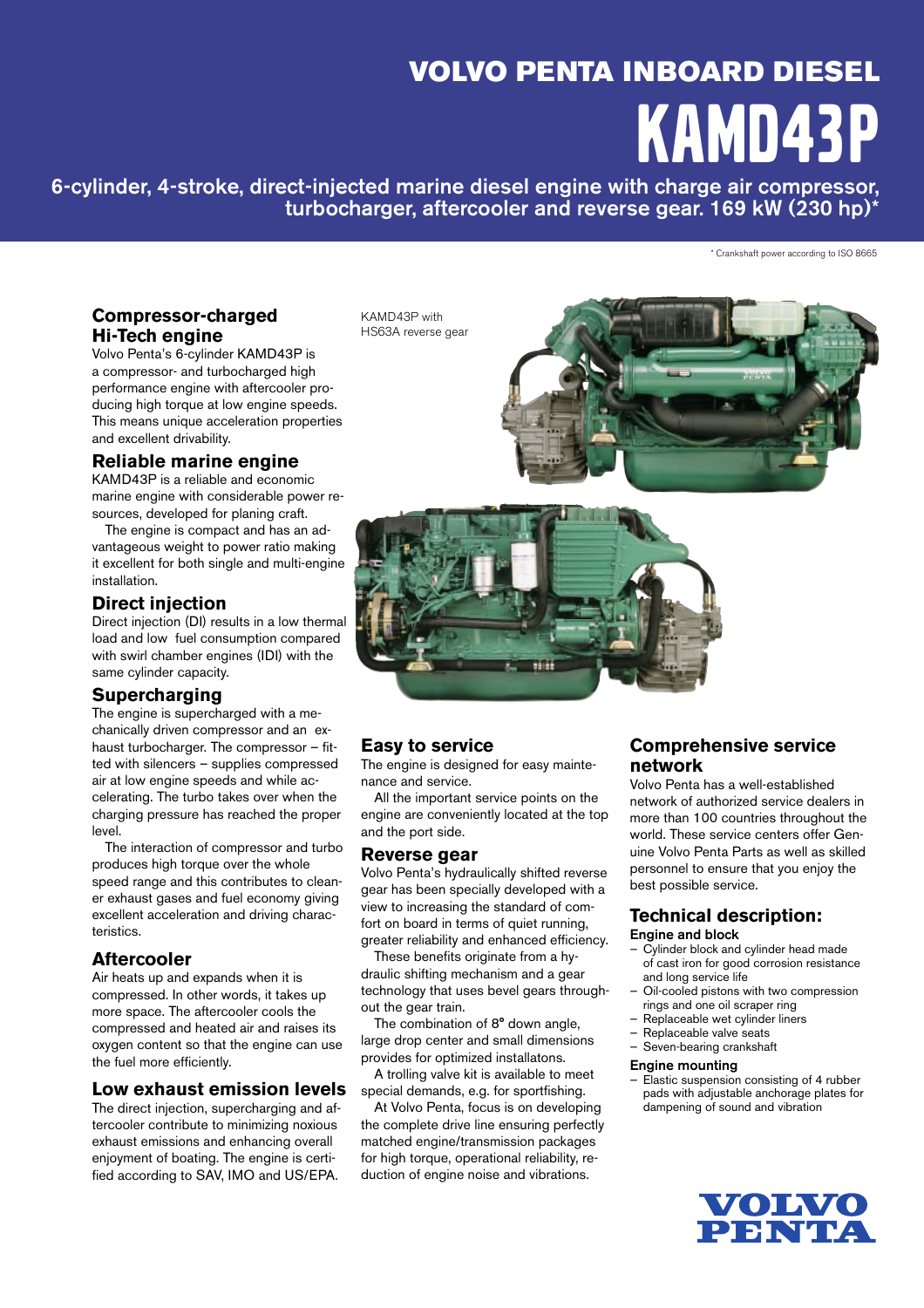# VOLVO PENTA INBOARD DIESEL

# KAMD43P

6-cylinder, 4-stroke, direct-injected marine diesel engine with charge air compressor, turbocharger, aftercooler and reverse gear. 169 kW (230 hp)*

\* Crankshaft power according to ISO 8665

## Compressor-charged Hi-Tech engine

Volvo Penta's 6-cylinder KAMD43P is a compressor- and turbocharged high performance engine with aftercooler producing high torque at low engine speeds. This means unique acceleration properties and excellent drivability.

## Reliable marine engine

KAMD43P is a reliable and economic marine engine with considerable power resources, developed for planing craft.

The engine is compact and has an advantageous weight to power ratio making it excellent for both single and multi-engine installation.

## Direct injection

Direct injection (DI) results in a low thermal load and low fuel consumption compared with swirl chamber engines (IDI) with the same cylinder capacity.

## Supercharging

The engine is supercharged with a mechanically driven compressor and an exhaust turbocharger. The compressor – fitted with silencers – supplies compressed air at low engine speeds and while accelerating. The turbo takes over when the charging pressure has reached the proper level.

The interaction of compressor and turbo produces high torque over the whole speed range and this contributes to cleaner exhaust gases and fuel economy giving excellent acceleration and driving characteristics.

## Aftercooler

Air heats up and expands when it is compressed. In other words, it takes up more space. The aftercooler cools the compressed and heated air and raises its oxygen content so that the engine can use the fuel more efficiently.

## Low exhaust emission levels

The direct injection, supercharging and aftercooler contribute to minimizing noxious exhaust emissions and enhancing overall enjoyment of boating. The engine is certified according to SAV, IMO and US/EPA.

KAMD43P with HS63A reverse gear

## Easy to service

The engine is designed for easy maintenance and service.

All the important service points on the engine are conveniently located at the top and the port side.

## Reverse gear

Volvo Penta's hydraulically shifted reverse gear has been specially developed with a view to increasing the standard of comfort on board in terms of quiet running, greater reliability and enhanced efficiency.

These benefits originate from a hydraulic shifting mechanism and a gear technology that uses bevel gears throughout the gear train.

The combination of 8° down angle, large drop center and small dimensions provides for optimized installatons.

A trolling valve kit is available to meet special demands, e.g. for sportfishing.

At Volvo Penta, focus is on developing the complete drive line ensuring perfectly matched engine/transmission packages for high torque, operational reliability, reduction of engine noise and vibrations.

## Comprehensive service network

Volvo Penta has a well-established network of authorized service dealers in more than 100 countries throughout the world. These service centers offer Genuine Volvo Penta Parts as well as skilled personnel to ensure that you enjoy the best possible service.

## Technical description:

### Engine and block

- Cylinder block and cylinder head made of cast iron for good corrosion resistance and long service life
- Oil-cooled pistons with two compression rings and one oil scraper ring
- Replaceable wet cylinder liners
- Replaceable valve seats
- Seven-bearing crankshaft

### Engine mounting

- Elastic suspension consisting of 4 rubber pads with adjustable anchorage plates for dampening of sound and vibration

VOLVO PENTA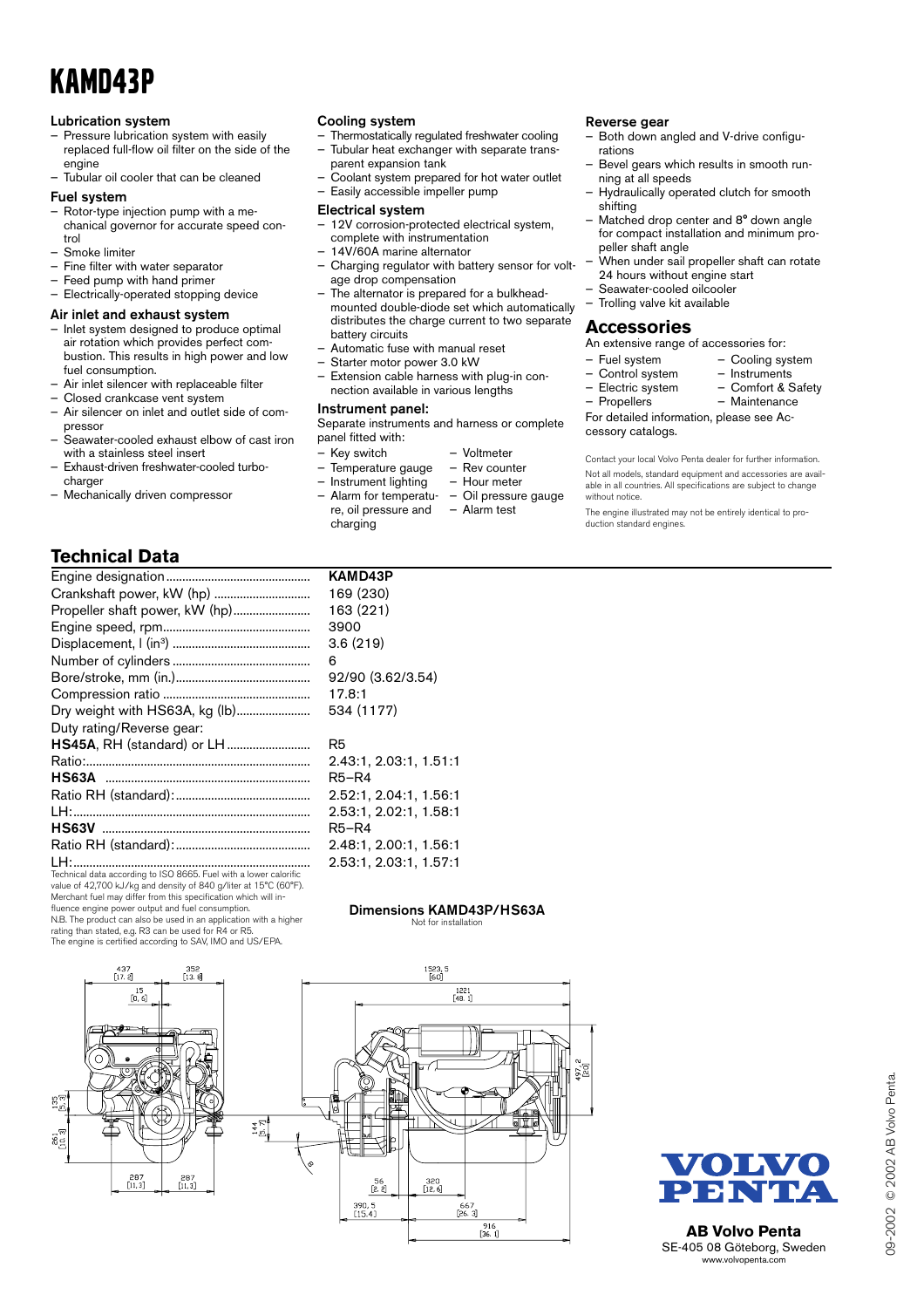# KAMD43P

### Lubrication system

- Pressure lubrication system with easily replaced full-flow oil filter on the side of the engine
- Tubular oil cooler that can be cleaned

### Fuel system

- Rotor-type injection pump with a mechanical governor for accurate speed control
- Smoke limiter
- Fine filter with water separator
- Feed pump with hand primer
- Electrically-operated stopping device

### Air inlet and exhaust system

- Inlet system designed to produce optimal air rotation which provides perfect combustion. This results in high power and low fuel consumption.
- Air inlet silencer with replaceable filter
- Closed crankcase vent system
- Air silencer on inlet and outlet side of compressor
- Seawater-cooled exhaust elbow of cast iron with a stainless steel insert
- Exhaust-driven freshwater-cooled turbocharger
- Mechanically driven compressor

### Cooling system

- Thermostatically regulated freshwater cooling
- Tubular heat exchanger with separate transparent expansion tank
- Coolant system prepared for hot water outlet
- Easily accessible impeller pump

### Electrical system

- 12V corrosion-protected electrical system, complete with instrumentation
- 14V/60A marine alternator
- Charging regulator with battery sensor for voltage drop compensation
- The alternator is prepared for a bulkhead-mounted double-diode set which automatically distributes the charge current to two separate battery circuits
- Automatic fuse with manual reset
- Starter motor power 3.0 kW
- Extension cable harness with plug-in connection available in various lengths

### Instrument panel:

Separate instruments and harness or complete panel fitted with:

- Key switch
- Temperature gauge
- Instrument lighting
- Alarm for temperature, oil pressure and charging
- Voltmeter
- Rev counter
- Hour meter
- Oil pressure gauge
- Alarm test

### Reverse gear

- Both down angled and V-drive configurations
- Bevel gears which results in smooth running at all speeds
- Hydraulically operated clutch for smooth shifting
- Matched drop center and 8° down angle for compact installation and minimum propeller shaft angle
- When under sail propeller shaft can rotate 24 hours without engine start
- Seawater-cooled oilcooler
- Trolling valve kit available

## Accessories

An extensive range of accessories for:

- Fuel system
- Control system
- Electric system
- Propellers
- Cooling system
- Instruments
- Comfort & Safety
- Maintenance

For detailed information, please see Accessory catalogs.

Contact your local Volvo Penta dealer for further information.

Not all models, standard equipment and accessories are available in all countries. All specifications are subject to change without notice.

The engine illustrated may not be entirely identical to production standard engines.

## Technical Data

| | |
|---|---|
| Engine designation | **KAMD43P** |
| Crankshaft power, kW (hp) | 169 (230) |
| Propeller shaft power, kW (hp) | 163 (221) |
| Engine speed, rpm | 3900 |
| Displacement, l (in³) | 3.6 (219) |
| Number of cylinders | 6 |
| Bore/stroke, mm (in.) | 92/90 (3.62/3.54) |
| Compression ratio | 17.8:1 |
| Dry weight with HS63A, kg (lb) | 534 (1177) |
| Duty rating/Reverse gear: | |
| **HS45A**, RH (standard) or LH | R5 |
| Ratio: | 2.43:1, 2.03:1, 1.51:1 |
| **HS63A** | R5–R4 |
| Ratio RH (standard): | 2.52:1, 2.04:1, 1.56:1 |
| LH: | 2.53:1, 2.02:1, 1.58:1 |
| **HS63V** | R5–R4 |
| Ratio RH (standard): | 2.48:1, 2.00:1, 1.56:1 |
| LH: | 2.53:1, 2.03:1, 1.57:1 |

Technical data according to ISO 8665. Fuel with a lower calorific value of 42,700 kJ/kg and density of 840 g/liter at 15°C (60°F). Merchant fuel may differ from this specification which will influence engine power output and fuel consumption.
N.B. The product can also be used in an application with a higher rating than stated, e.g. R3 can be used for R4 or R5.
The engine is certified according to SAV, IMO and US/EPA.

**Dimensions KAMD43P/HS63A**
Not for installation

437 [17.2]
352 [13.8]
15 [0.6]
135 [5.3]
261 [10.3]
144 [5.7]
287 [11.3]
287 [11.3]
1523.5 [60]
1221 [48.1]
497.2 [20]
8°
56 [2.2]
320 [12.6]
390.5 [15.4]
667 [26.3]
916 [36.1]

VOLVO PENTA

**AB Volvo Penta**
SE-405 08 Göteborg, Sweden
www.volvopenta.com

09-2002 © 2002 AB Volvo Penta.